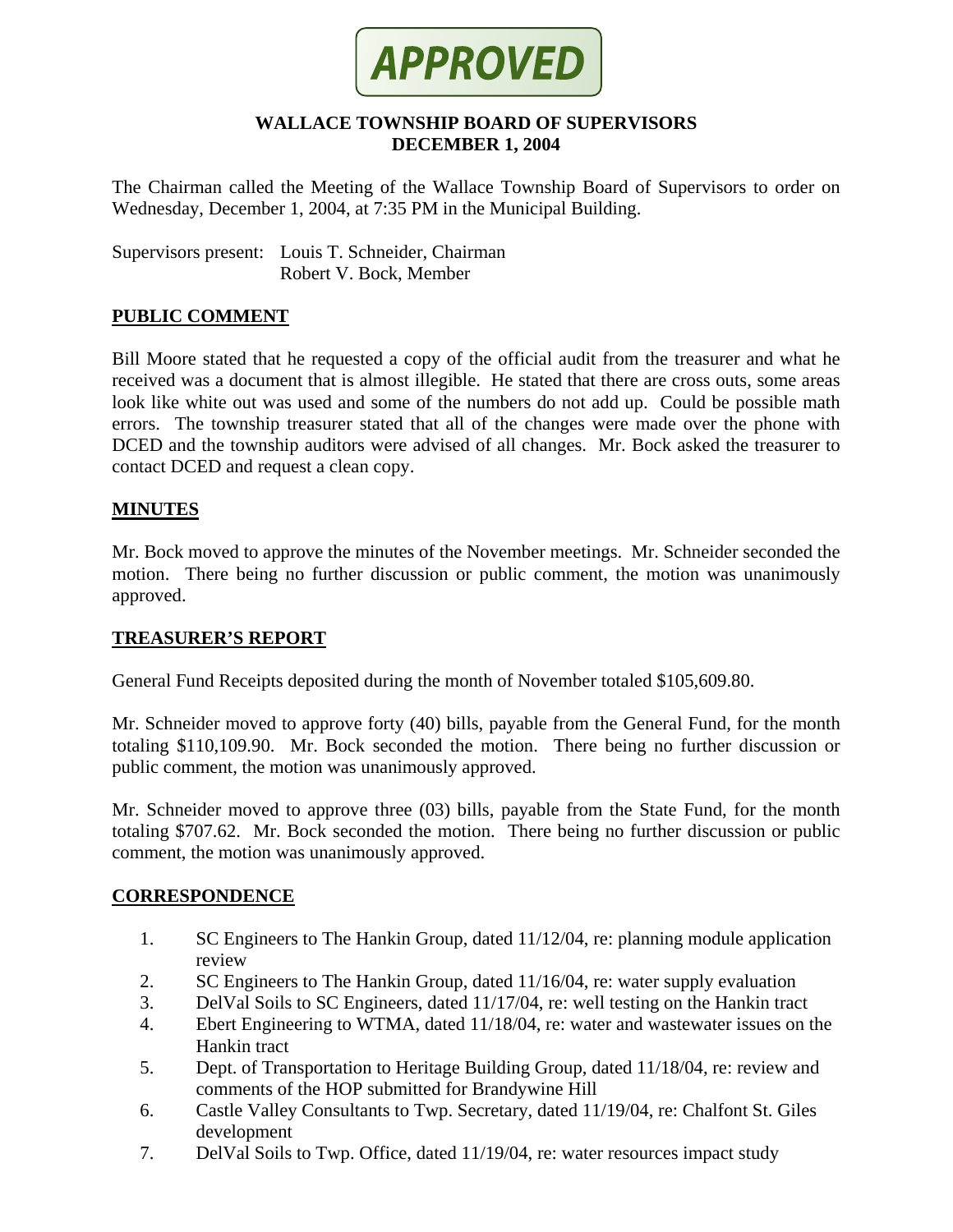**APPROVED**

# WALLACE TOWNSHIP BOARD OF SUPERVISORS
## DECEMBER 1, 2004

The Chairman called the Meeting of the Wallace Township Board of Supervisors to order on Wednesday, December 1, 2004, at 7:35 PM in the Municipal Building.

Supervisors present: Louis T. Schneider, Chairman
Robert V. Bock, Member

**PUBLIC COMMENT**

Bill Moore stated that he requested a copy of the official audit from the treasurer and what he received was a document that is almost illegible. He stated that there are cross outs, some areas look like white out was used and some of the numbers do not add up. Could be possible math errors. The township treasurer stated that all of the changes were made over the phone with DCED and the township auditors were advised of all changes. Mr. Bock asked the treasurer to contact DCED and request a clean copy.

**MINUTES**

Mr. Bock moved to approve the minutes of the November meetings. Mr. Schneider seconded the motion. There being no further discussion or public comment, the motion was unanimously approved.

**TREASURER'S REPORT**

General Fund Receipts deposited during the month of November totaled $105,609.80.

Mr. Schneider moved to approve forty (40) bills, payable from the General Fund, for the month totaling $110,109.90. Mr. Bock seconded the motion. There being no further discussion or public comment, the motion was unanimously approved.

Mr. Schneider moved to approve three (03) bills, payable from the State Fund, for the month totaling $707.62. Mr. Bock seconded the motion. There being no further discussion or public comment, the motion was unanimously approved.

**CORRESPONDENCE**

1. SC Engineers to The Hankin Group, dated 11/12/04, re: planning module application review
2. SC Engineers to The Hankin Group, dated 11/16/04, re: water supply evaluation
3. DelVal Soils to SC Engineers, dated 11/17/04, re: well testing on the Hankin tract
4. Ebert Engineering to WTMA, dated 11/18/04, re: water and wastewater issues on the Hankin tract
5. Dept. of Transportation to Heritage Building Group, dated 11/18/04, re: review and comments of the HOP submitted for Brandywine Hill
6. Castle Valley Consultants to Twp. Secretary, dated 11/19/04, re: Chalfont St. Giles development
7. DelVal Soils to Twp. Office, dated 11/19/04, re: water resources impact study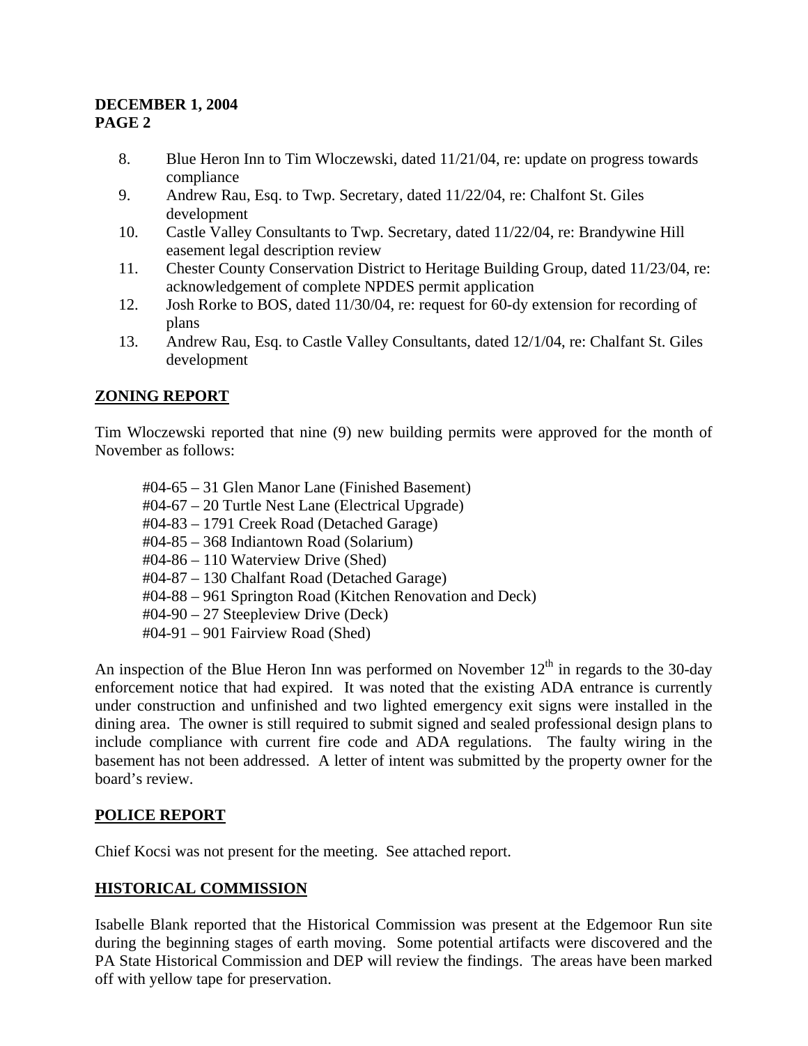8. Blue Heron Inn to Tim Wloczewski, dated 11/21/04, re: update on progress towards compliance
9. Andrew Rau, Esq. to Twp. Secretary, dated 11/22/04, re: Chalfont St. Giles development
10. Castle Valley Consultants to Twp. Secretary, dated 11/22/04, re: Brandywine Hill easement legal description review
11. Chester County Conservation District to Heritage Building Group, dated 11/23/04, re: acknowledgement of complete NPDES permit application
12. Josh Rorke to BOS, dated 11/30/04, re: request for 60-dy extension for recording of plans
13. Andrew Rau, Esq. to Castle Valley Consultants, dated 12/1/04, re: Chalfant St. Giles development

## ZONING REPORT

Tim Wloczewski reported that nine (9) new building permits were approved for the month of November as follows:

#04-65 – 31 Glen Manor Lane (Finished Basement)
#04-67 – 20 Turtle Nest Lane (Electrical Upgrade)
#04-83 – 1791 Creek Road (Detached Garage)
#04-85 – 368 Indiantown Road (Solarium)
#04-86 – 110 Waterview Drive (Shed)
#04-87 – 130 Chalfant Road (Detached Garage)
#04-88 – 961 Springton Road (Kitchen Renovation and Deck)
#04-90 – 27 Steepleview Drive (Deck)
#04-91 – 901 Fairview Road (Shed)

An inspection of the Blue Heron Inn was performed on November 12th in regards to the 30-day enforcement notice that had expired. It was noted that the existing ADA entrance is currently under construction and unfinished and two lighted emergency exit signs were installed in the dining area. The owner is still required to submit signed and sealed professional design plans to include compliance with current fire code and ADA regulations. The faulty wiring in the basement has not been addressed. A letter of intent was submitted by the property owner for the board's review.

## POLICE REPORT

Chief Kocsi was not present for the meeting. See attached report.

## HISTORICAL COMMISSION

Isabelle Blank reported that the Historical Commission was present at the Edgemoor Run site during the beginning stages of earth moving. Some potential artifacts were discovered and the PA State Historical Commission and DEP will review the findings. The areas have been marked off with yellow tape for preservation.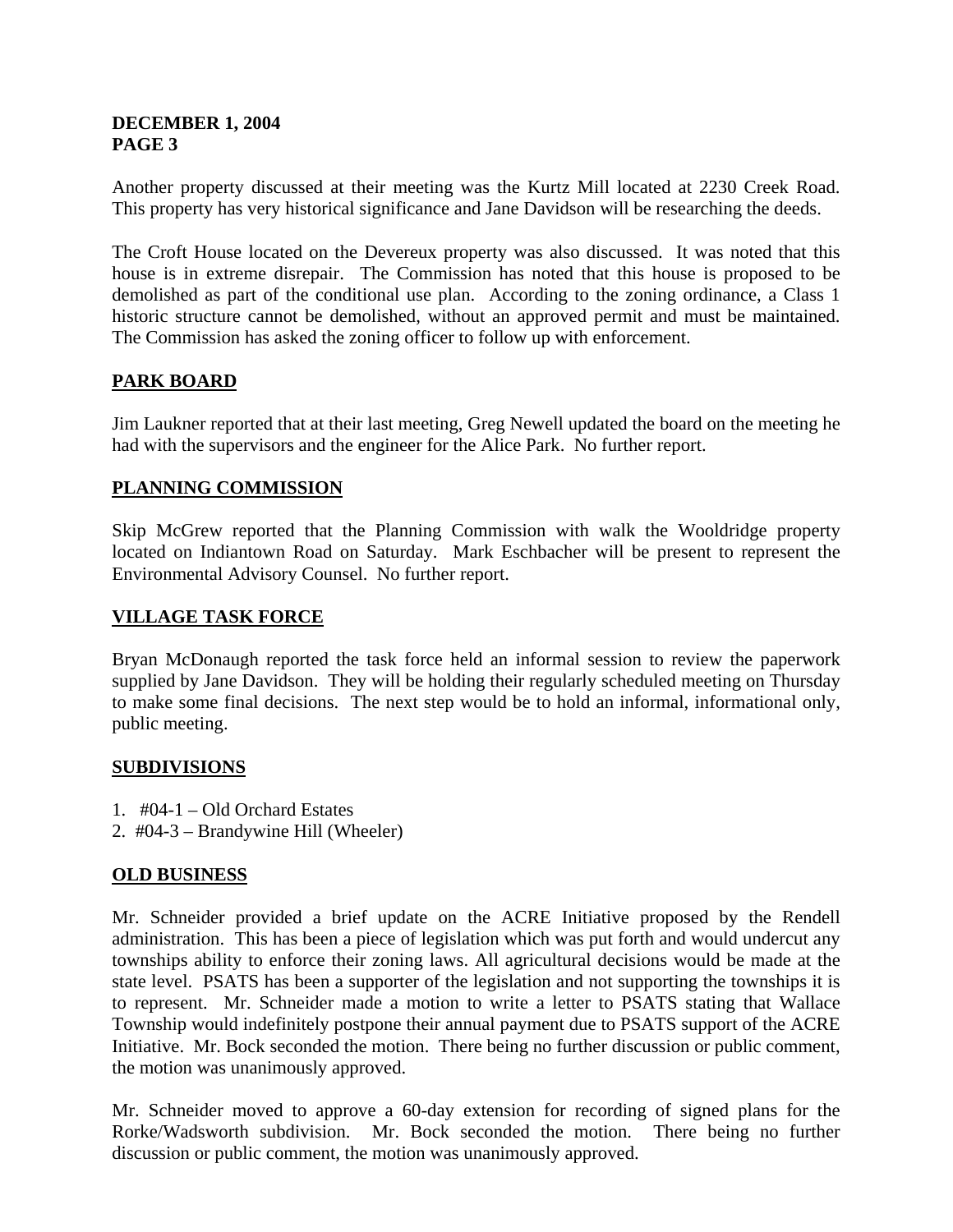Another property discussed at their meeting was the Kurtz Mill located at 2230 Creek Road. This property has very historical significance and Jane Davidson will be researching the deeds.

The Croft House located on the Devereux property was also discussed. It was noted that this house is in extreme disrepair. The Commission has noted that this house is proposed to be demolished as part of the conditional use plan. According to the zoning ordinance, a Class 1 historic structure cannot be demolished, without an approved permit and must be maintained. The Commission has asked the zoning officer to follow up with enforcement.

## PARK BOARD

Jim Laukner reported that at their last meeting, Greg Newell updated the board on the meeting he had with the supervisors and the engineer for the Alice Park. No further report.

## PLANNING COMMISSION

Skip McGrew reported that the Planning Commission with walk the Wooldridge property located on Indiantown Road on Saturday. Mark Eschbacher will be present to represent the Environmental Advisory Counsel. No further report.

## VILLAGE TASK FORCE

Bryan McDonaugh reported the task force held an informal session to review the paperwork supplied by Jane Davidson. They will be holding their regularly scheduled meeting on Thursday to make some final decisions. The next step would be to hold an informal, informational only, public meeting.

## SUBDIVISIONS

1. #04-1 – Old Orchard Estates
2. #04-3 – Brandywine Hill (Wheeler)

## OLD BUSINESS

Mr. Schneider provided a brief update on the ACRE Initiative proposed by the Rendell administration. This has been a piece of legislation which was put forth and would undercut any townships ability to enforce their zoning laws. All agricultural decisions would be made at the state level. PSATS has been a supporter of the legislation and not supporting the townships it is to represent. Mr. Schneider made a motion to write a letter to PSATS stating that Wallace Township would indefinitely postpone their annual payment due to PSATS support of the ACRE Initiative. Mr. Bock seconded the motion. There being no further discussion or public comment, the motion was unanimously approved.

Mr. Schneider moved to approve a 60-day extension for recording of signed plans for the Rorke/Wadsworth subdivision. Mr. Bock seconded the motion. There being no further discussion or public comment, the motion was unanimously approved.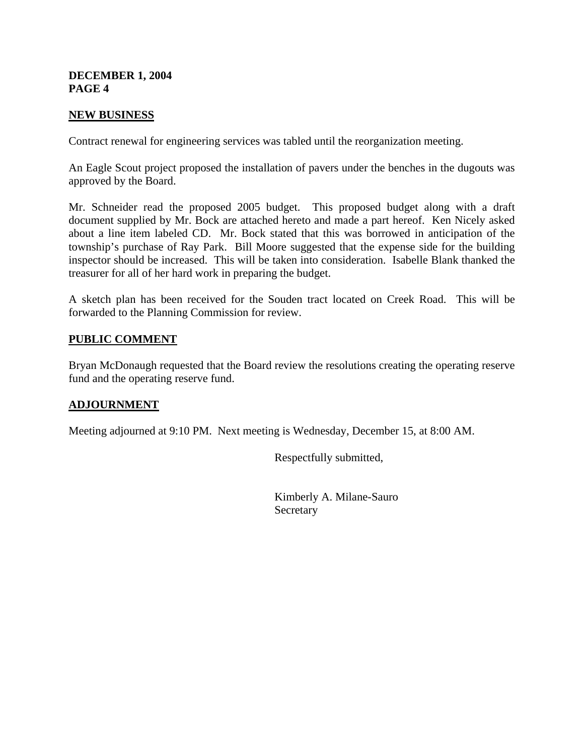## NEW BUSINESS

Contract renewal for engineering services was tabled until the reorganization meeting.

An Eagle Scout project proposed the installation of pavers under the benches in the dugouts was approved by the Board.

Mr. Schneider read the proposed 2005 budget. This proposed budget along with a draft document supplied by Mr. Bock are attached hereto and made a part hereof. Ken Nicely asked about a line item labeled CD. Mr. Bock stated that this was borrowed in anticipation of the township's purchase of Ray Park. Bill Moore suggested that the expense side for the building inspector should be increased. This will be taken into consideration. Isabelle Blank thanked the treasurer for all of her hard work in preparing the budget.

A sketch plan has been received for the Souden tract located on Creek Road. This will be forwarded to the Planning Commission for review.

## PUBLIC COMMENT

Bryan McDonaugh requested that the Board review the resolutions creating the operating reserve fund and the operating reserve fund.

## ADJOURNMENT

Meeting adjourned at 9:10 PM. Next meeting is Wednesday, December 15, at 8:00 AM.

Respectfully submitted,

Kimberly A. Milane-Sauro
Secretary